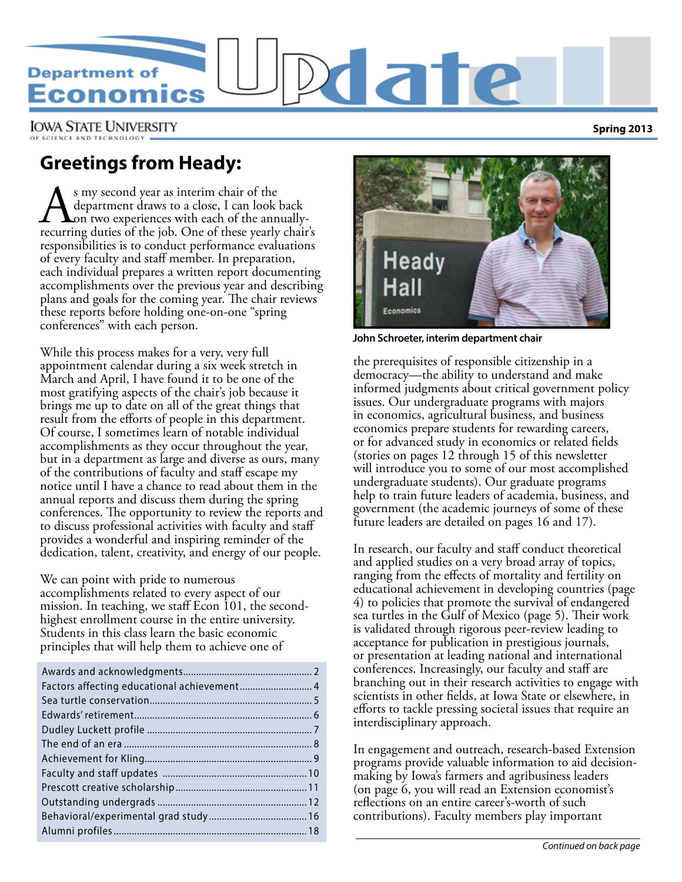# Department of Economics Update

IOWA STATE UNIVERSITY OF SCIENCE AND TECHNOLOGY

**Spring 2013**

## Greetings from Heady:

As my second year as interim chair of the department draws to a close, I can look back on two experiences with each of the annually-recurring duties of the job. One of these yearly chair's responsibilities is to conduct performance evaluations of every faculty and staff member. In preparation, each individual prepares a written report documenting accomplishments over the previous year and describing plans and goals for the coming year. The chair reviews these reports before holding one-on-one "spring conferences" with each person.

While this process makes for a very, very full appointment calendar during a six week stretch in March and April, I have found it to be one of the most gratifying aspects of the chair's job because it brings me up to date on all of the great things that result from the efforts of people in this department. Of course, I sometimes learn of notable individual accomplishments as they occur throughout the year, but in a department as large and diverse as ours, many of the contributions of faculty and staff escape my notice until I have a chance to read about them in the annual reports and discuss them during the spring conferences. The opportunity to review the reports and to discuss professional activities with faculty and staff provides a wonderful and inspiring reminder of the dedication, talent, creativity, and energy of our people.

We can point with pride to numerous accomplishments related to every aspect of our mission. In teaching, we staff Econ 101, the second-highest enrollment course in the entire university. Students in this class learn the basic economic principles that will help them to achieve one of the prerequisites of responsible citizenship in a democracy—the ability to understand and make informed judgments about critical government policy issues. Our undergraduate programs with majors in economics, agricultural business, and business economics prepare students for rewarding careers, or for advanced study in economics or related fields (stories on pages 12 through 15 of this newsletter will introduce you to some of our most accomplished undergraduate students). Our graduate programs help to train future leaders of academia, business, and government (the academic journeys of some of these future leaders are detailed on pages 16 and 17).

| | |
|---|---|
| Awards and acknowledgments | 2 |
| Factors affecting educational achievement | 4 |
| Sea turtle conservation | 5 |
| Edwards' retirement | 6 |
| Dudley Luckett profile | 7 |
| The end of an era | 8 |
| Achievement for Kling | 9 |
| Faculty and staff updates | 10 |
| Prescott creative scholarship | 11 |
| Outstanding undergrads | 12 |
| Behavioral/experimental grad study | 16 |
| Alumni profiles | 18 |

John Schroeter, interim department chair

In research, our faculty and staff conduct theoretical and applied studies on a very broad array of topics, ranging from the effects of mortality and fertility on educational achievement in developing countries (page 4) to policies that promote the survival of endangered sea turtles in the Gulf of Mexico (page 5). Their work is validated through rigorous peer-review leading to acceptance for publication in prestigious journals, or presentation at leading national and international conferences. Increasingly, our faculty and staff are branching out in their research activities to engage with scientists in other fields, at Iowa State or elsewhere, in efforts to tackle pressing societal issues that require an interdisciplinary approach.

In engagement and outreach, research-based Extension programs provide valuable information to aid decision-making by Iowa's farmers and agribusiness leaders (on page 6, you will read an Extension economist's reflections on an entire career's-worth of such contributions). Faculty members play important

*Continued on back page*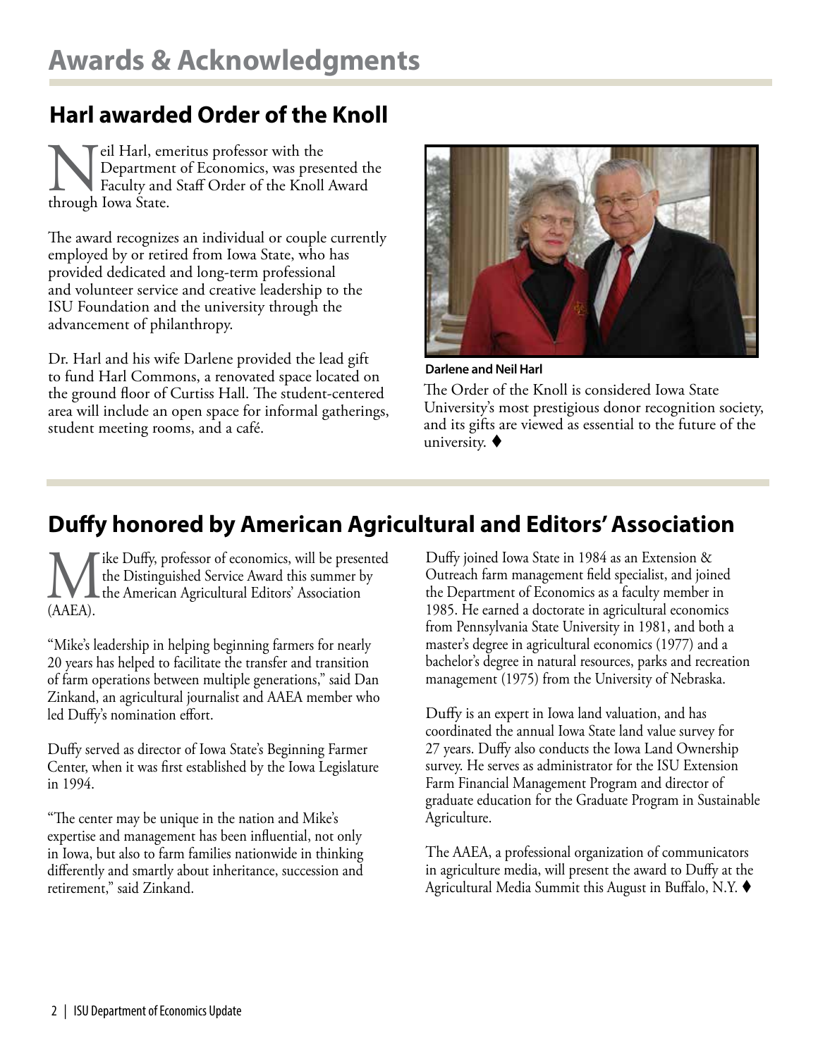# Awards & Acknowledgments

## Harl awarded Order of the Knoll

Neil Harl, emeritus professor with the Department of Economics, was presented the Faculty and Staff Order of the Knoll Award through Iowa State.

The award recognizes an individual or couple currently employed by or retired from Iowa State, who has provided dedicated and long-term professional and volunteer service and creative leadership to the ISU Foundation and the university through the advancement of philanthropy.

Dr. Harl and his wife Darlene provided the lead gift to fund Harl Commons, a renovated space located on the ground floor of Curtiss Hall. The student-centered area will include an open space for informal gatherings, student meeting rooms, and a café.

**Darlene and Neil Harl**

The Order of the Knoll is considered Iowa State University's most prestigious donor recognition society, and its gifts are viewed as essential to the future of the university. ♦

## Duffy honored by American Agricultural and Editors' Association

Mike Duffy, professor of economics, will be presented the Distinguished Service Award this summer by the American Agricultural Editors' Association (AAEA).

"Mike's leadership in helping beginning farmers for nearly 20 years has helped to facilitate the transfer and transition of farm operations between multiple generations," said Dan Zinkand, an agricultural journalist and AAEA member who led Duffy's nomination effort.

Duffy served as director of Iowa State's Beginning Farmer Center, when it was first established by the Iowa Legislature in 1994.

"The center may be unique in the nation and Mike's expertise and management has been influential, not only in Iowa, but also to farm families nationwide in thinking differently and smartly about inheritance, succession and retirement," said Zinkand.

Duffy joined Iowa State in 1984 as an Extension & Outreach farm management field specialist, and joined the Department of Economics as a faculty member in 1985. He earned a doctorate in agricultural economics from Pennsylvania State University in 1981, and both a master's degree in agricultural economics (1977) and a bachelor's degree in natural resources, parks and recreation management (1975) from the University of Nebraska.

Duffy is an expert in Iowa land valuation, and has coordinated the annual Iowa State land value survey for 27 years. Duffy also conducts the Iowa Land Ownership survey. He serves as administrator for the ISU Extension Farm Financial Management Program and director of graduate education for the Graduate Program in Sustainable Agriculture.

The AAEA, a professional organization of communicators in agriculture media, will present the award to Duffy at the Agricultural Media Summit this August in Buffalo, N.Y. ♦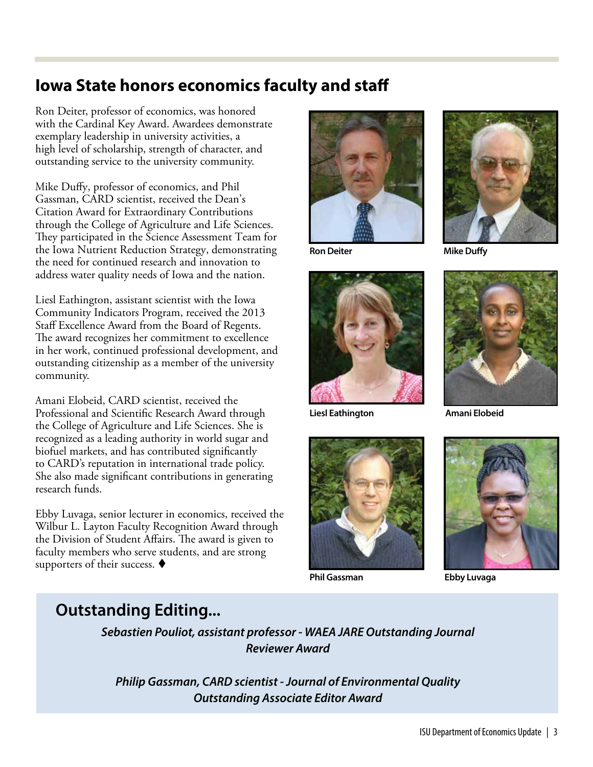## Iowa State honors economics faculty and staff

Ron Deiter, professor of economics, was honored with the Cardinal Key Award. Awardees demonstrate exemplary leadership in university activities, a high level of scholarship, strength of character, and outstanding service to the university community.

Mike Duffy, professor of economics, and Phil Gassman, CARD scientist, received the Dean's Citation Award for Extraordinary Contributions through the College of Agriculture and Life Sciences. They participated in the Science Assessment Team for the Iowa Nutrient Reduction Strategy, demonstrating the need for continued research and innovation to address water quality needs of Iowa and the nation.

Liesl Eathington, assistant scientist with the Iowa Community Indicators Program, received the 2013 Staff Excellence Award from the Board of Regents. The award recognizes her commitment to excellence in her work, continued professional development, and outstanding citizenship as a member of the university community.

Amani Elobeid, CARD scientist, received the Professional and Scientific Research Award through the College of Agriculture and Life Sciences. She is recognized as a leading authority in world sugar and biofuel markets, and has contributed significantly to CARD's reputation in international trade policy. She also made significant contributions in generating research funds.

Ebby Luvaga, senior lecturer in economics, received the Wilbur L. Layton Faculty Recognition Award through the Division of Student Affairs. The award is given to faculty members who serve students, and are strong supporters of their success. ♦

**Ron Deiter**

**Mike Duffy**

**Liesl Eathington**

**Amani Elobeid**

**Phil Gassman**

**Ebby Luvaga**

## Outstanding Editing...

***Sebastien Pouliot, assistant professor - WAEA JARE Outstanding Journal Reviewer Award***

***Philip Gassman, CARD scientist - Journal of Environmental Quality Outstanding Associate Editor Award***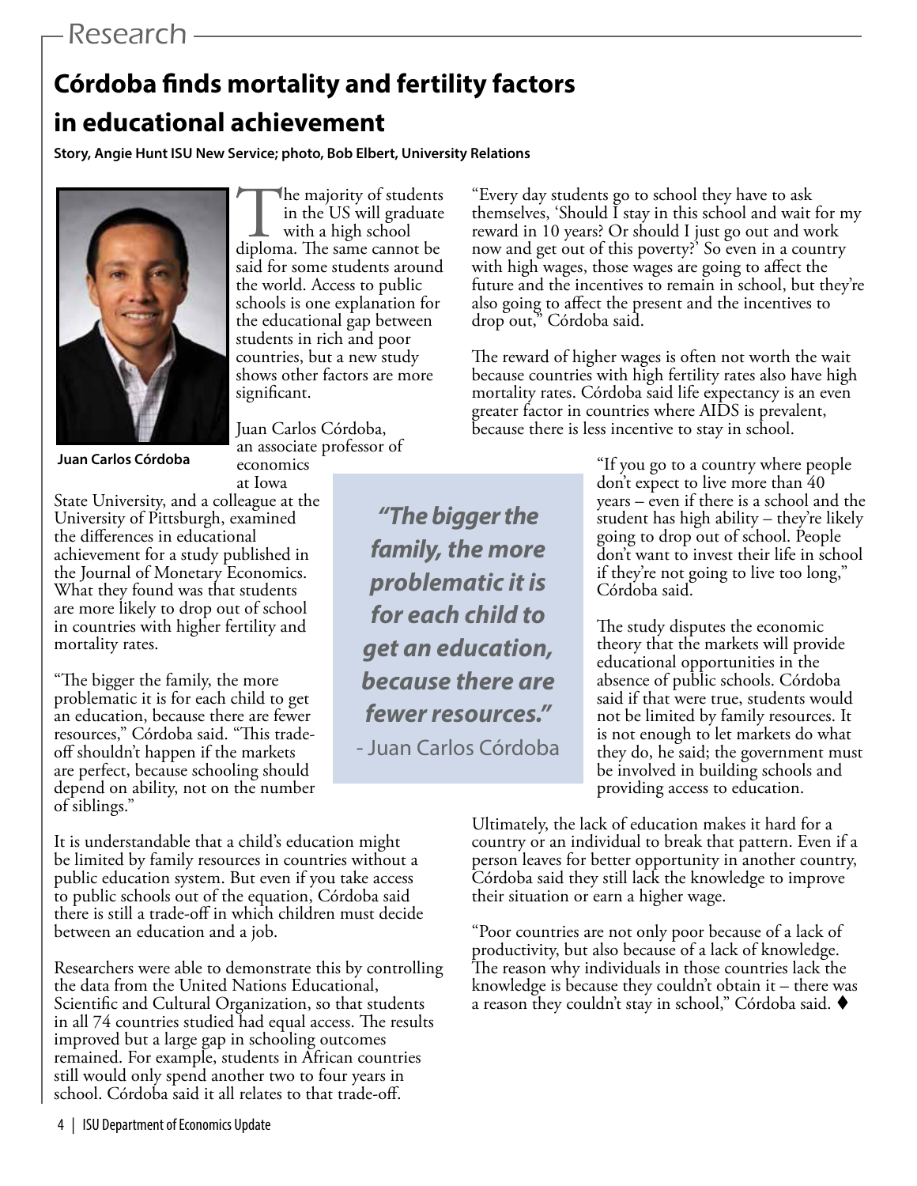## Research

# Córdoba finds mortality and fertility factors in educational achievement

**Story, Angie Hunt ISU New Service; photo, Bob Elbert, University Relations**

Juan Carlos Córdoba

The majority of students in the US will graduate with a high school diploma. The same cannot be said for some students around the world. Access to public schools is one explanation for the educational gap between students in rich and poor countries, but a new study shows other factors are more significant.

Juan Carlos Córdoba, an associate professor of economics at Iowa State University, and a colleague at the University of Pittsburgh, examined the differences in educational achievement for a study published in the Journal of Monetary Economics. What they found was that students are more likely to drop out of school in countries with higher fertility and mortality rates.

"The bigger the family, the more problematic it is for each child to get an education, because there are fewer resources," Córdoba said. "This trade-off shouldn't happen if the markets are perfect, because schooling should depend on ability, not on the number of siblings."

> ***"The bigger the family, the more problematic it is for each child to get an education, because there are fewer resources."***
> - Juan Carlos Córdoba

It is understandable that a child's education might be limited by family resources in countries without a public education system. But even if you take access to public schools out of the equation, Córdoba said there is still a trade-off in which children must decide between an education and a job.

Researchers were able to demonstrate this by controlling the data from the United Nations Educational, Scientific and Cultural Organization, so that students in all 74 countries studied had equal access. The results improved but a large gap in schooling outcomes remained. For example, students in African countries still would only spend another two to four years in school. Córdoba said it all relates to that trade-off.

"Every day students go to school they have to ask themselves, 'Should I stay in this school and wait for my reward in 10 years? Or should I just go out and work now and get out of this poverty?' So even in a country with high wages, those wages are going to affect the future and the incentives to remain in school, but they're also going to affect the present and the incentives to drop out," Córdoba said.

The reward of higher wages is often not worth the wait because countries with high fertility rates also have high mortality rates. Córdoba said life expectancy is an even greater factor in countries where AIDS is prevalent, because there is less incentive to stay in school.

"If you go to a country where people don't expect to live more than 40 years – even if there is a school and the student has high ability – they're likely going to drop out of school. People don't want to invest their life in school if they're not going to live too long," Córdoba said.

The study disputes the economic theory that the markets will provide educational opportunities in the absence of public schools. Córdoba said if that were true, students would not be limited by family resources. It is not enough to let markets do what they do, he said; the government must be involved in building schools and providing access to education.

Ultimately, the lack of education makes it hard for a country or an individual to break that pattern. Even if a person leaves for better opportunity in another country, Córdoba said they still lack the knowledge to improve their situation or earn a higher wage.

"Poor countries are not only poor because of a lack of productivity, but also because of a lack of knowledge. The reason why individuals in those countries lack the knowledge is because they couldn't obtain it – there was a reason they couldn't stay in school," Córdoba said. ♦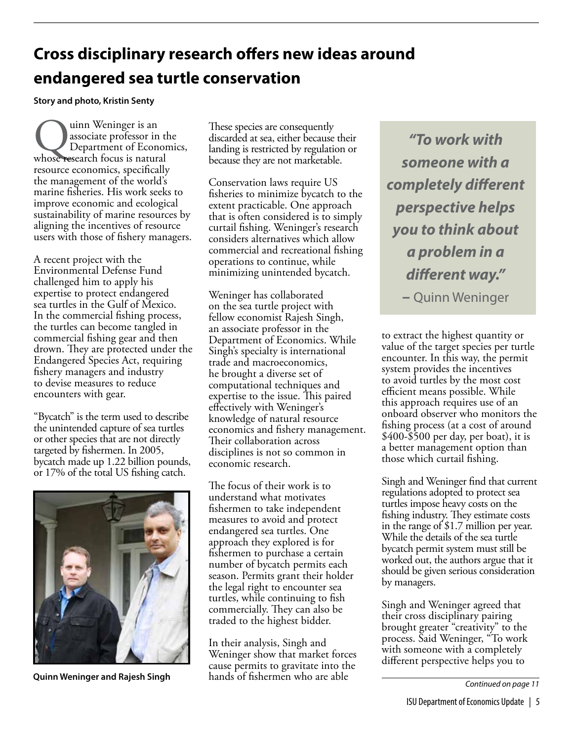# Cross disciplinary research offers new ideas around endangered sea turtle conservation

**Story and photo, Kristin Senty**

Quinn Weninger is an associate professor in the Department of Economics, whose research focus is natural resource economics, specifically the management of the world's marine fisheries. His work seeks to improve economic and ecological sustainability of marine resources by aligning the incentives of resource users with those of fishery managers.

A recent project with the Environmental Defense Fund challenged him to apply his expertise to protect endangered sea turtles in the Gulf of Mexico. In the commercial fishing process, the turtles can become tangled in commercial fishing gear and then drown. They are protected under the Endangered Species Act, requiring fishery managers and industry to devise measures to reduce encounters with gear.

"Bycatch" is the term used to describe the unintended capture of sea turtles or other species that are not directly targeted by fishermen. In 2005, bycatch made up 1.22 billion pounds, or 17% of the total US fishing catch.

**Quinn Weninger and Rajesh Singh**

These species are consequently discarded at sea, either because their landing is restricted by regulation or because they are not marketable.

Conservation laws require US fisheries to minimize bycatch to the extent practicable. One approach that is often considered is to simply curtail fishing. Weninger's research considers alternatives which allow commercial and recreational fishing operations to continue, while minimizing unintended bycatch.

Weninger has collaborated on the sea turtle project with fellow economist Rajesh Singh, an associate professor in the Department of Economics. While Singh's specialty is international trade and macroeconomics, he brought a diverse set of computational techniques and expertise to the issue. This paired effectively with Weninger's knowledge of natural resource economics and fishery management. Their collaboration across disciplines is not so common in economic research.

The focus of their work is to understand what motivates fishermen to take independent measures to avoid and protect endangered sea turtles. One approach they explored is for fishermen to purchase a certain number of bycatch permits each season. Permits grant their holder the legal right to encounter sea turtles, while continuing to fish commercially. They can also be traded to the highest bidder.

In their analysis, Singh and Weninger show that market forces cause permits to gravitate into the hands of fishermen who are able to extract the highest quantity or value of the target species per turtle encounter. In this way, the permit system provides the incentives to avoid turtles by the most cost efficient means possible. While this approach requires use of an onboard observer who monitors the fishing process (at a cost of around $400-$500 per day, per boat), it is a better management option than those which curtail fishing.

> ***"To work with someone with a completely different perspective helps you to think about a problem in a different way."***
> **–** Quinn Weninger

Singh and Weninger find that current regulations adopted to protect sea turtles impose heavy costs on the fishing industry. They estimate costs in the range of $1.7 million per year. While the details of the sea turtle bycatch permit system must still be worked out, the authors argue that it should be given serious consideration by managers.

Singh and Weninger agreed that their cross disciplinary pairing brought greater "creativity" to the process. Said Weninger, "To work with someone with a completely different perspective helps you to

*Continued on page 11*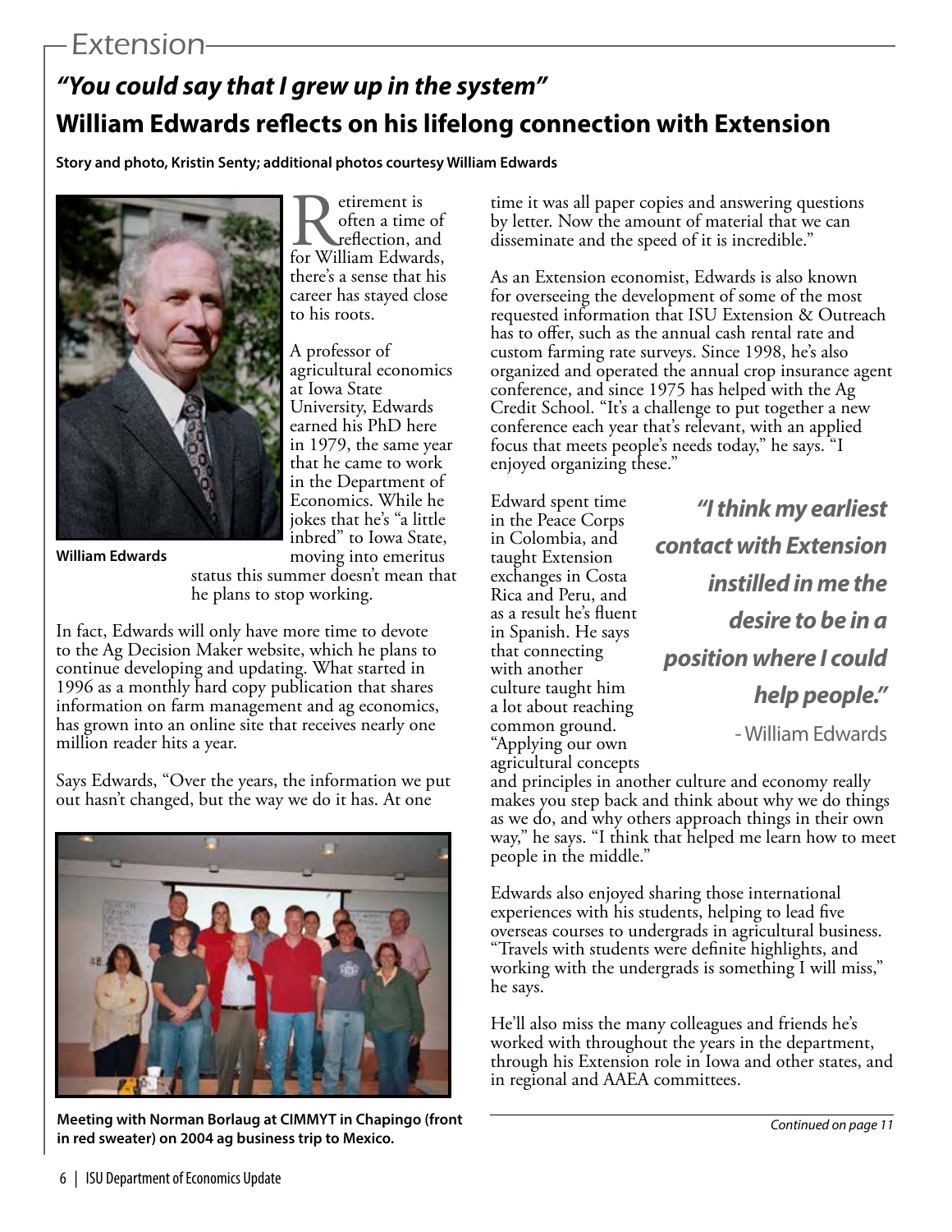## Extension

### *"You could say that I grew up in the system"*

# William Edwards reflects on his lifelong connection with Extension

**Story and photo, Kristin Senty; additional photos courtesy William Edwards**

**William Edwards**

Retirement is often a time of reflection, and for William Edwards, there's a sense that his career has stayed close to his roots.

A professor of agricultural economics at Iowa State University, Edwards earned his PhD here in 1979, the same year that he came to work in the Department of Economics. While he jokes that he's "a little inbred" to Iowa State, moving into emeritus status this summer doesn't mean that he plans to stop working.

In fact, Edwards will only have more time to devote to the Ag Decision Maker website, which he plans to continue developing and updating. What started in 1996 as a monthly hard copy publication that shares information on farm management and ag economics, has grown into an online site that receives nearly one million reader hits a year.

Says Edwards, "Over the years, the information we put out hasn't changed, but the way we do it has. At one time it was all paper copies and answering questions by letter. Now the amount of material that we can disseminate and the speed of it is incredible."

**Meeting with Norman Borlaug at CIMMYT in Chapingo (front in red sweater) on 2004 ag business trip to Mexico.**

As an Extension economist, Edwards is also known for overseeing the development of some of the most requested information that ISU Extension & Outreach has to offer, such as the annual cash rental rate and custom farming rate surveys. Since 1998, he's also organized and operated the annual crop insurance agent conference, and since 1975 has helped with the Ag Credit School. "It's a challenge to put together a new conference each year that's relevant, with an applied focus that meets people's needs today," he says. "I enjoyed organizing these."

> ***"I think my earliest contact with Extension instilled in me the desire to be in a position where I could help people."***
>
> \- William Edwards

Edward spent time in the Peace Corps in Colombia, and taught Extension exchanges in Costa Rica and Peru, and as a result he's fluent in Spanish. He says that connecting with another culture taught him a lot about reaching common ground. "Applying our own agricultural concepts and principles in another culture and economy really makes you step back and think about why we do things as we do, and why others approach things in their own way," he says. "I think that helped me learn how to meet people in the middle."

Edwards also enjoyed sharing those international experiences with his students, helping to lead five overseas courses to undergrads in agricultural business. "Travels with students were definite highlights, and working with the undergrads is something I will miss," he says.

He'll also miss the many colleagues and friends he's worked with throughout the years in the department, through his Extension role in Iowa and other states, and in regional and AAEA committees.

*Continued on page 11*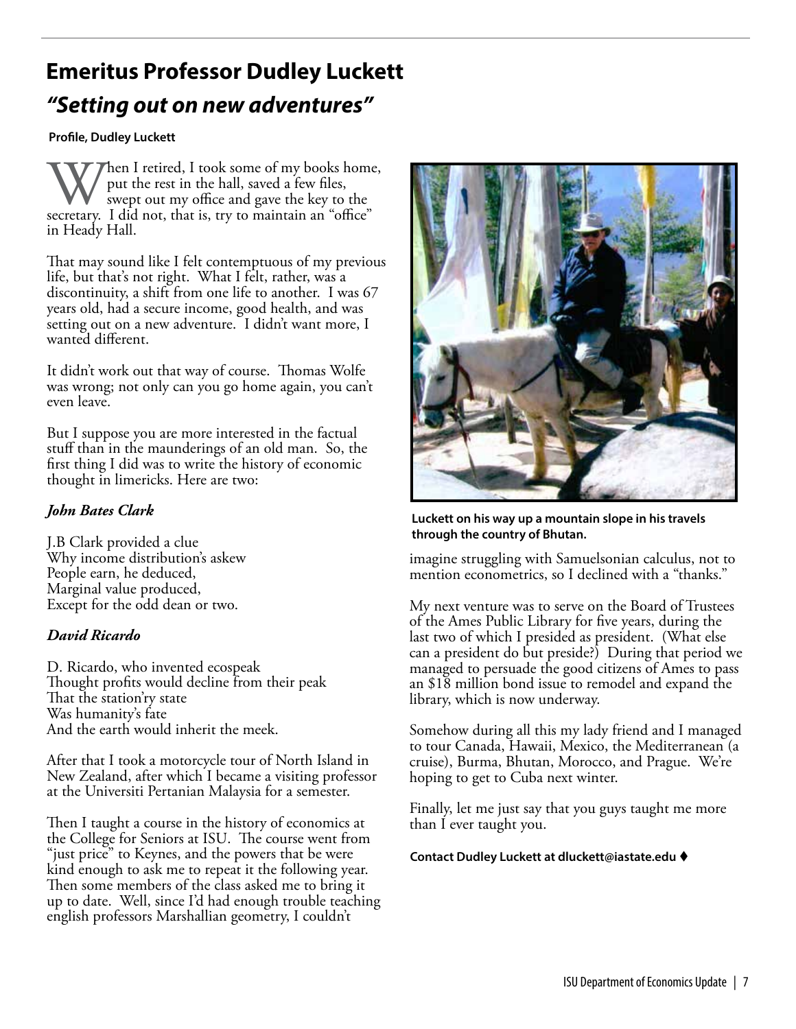# Emeritus Professor Dudley Luckett

## *"Setting out on new adventures"*

**Profile, Dudley Luckett**

When I retired, I took some of my books home, put the rest in the hall, saved a few files, swept out my office and gave the key to the secretary. I did not, that is, try to maintain an "office" in Heady Hall.

That may sound like I felt contemptuous of my previous life, but that's not right. What I felt, rather, was a discontinuity, a shift from one life to another. I was 67 years old, had a secure income, good health, and was setting out on a new adventure. I didn't want more, I wanted different.

It didn't work out that way of course. Thomas Wolfe was wrong; not only can you go home again, you can't even leave.

But I suppose you are more interested in the factual stuff than in the maunderings of an old man. So, the first thing I did was to write the history of economic thought in limericks. Here are two:

### *John Bates Clark*

J.B Clark provided a clue
Why income distribution's askew
People earn, he deduced,
Marginal value produced,
Except for the odd dean or two.

### *David Ricardo*

D. Ricardo, who invented ecospeak
Thought profits would decline from their peak
That the station'ry state
Was humanity's fate
And the earth would inherit the meek.

After that I took a motorcycle tour of North Island in New Zealand, after which I became a visiting professor at the Universiti Pertanian Malaysia for a semester.

Then I taught a course in the history of economics at the College for Seniors at ISU. The course went from "just price" to Keynes, and the powers that be were kind enough to ask me to repeat it the following year. Then some members of the class asked me to bring it up to date. Well, since I'd had enough trouble teaching english professors Marshallian geometry, I couldn't imagine struggling with Samuelsonian calculus, not to mention econometrics, so I declined with a "thanks."

**Luckett on his way up a mountain slope in his travels through the country of Bhutan.**

My next venture was to serve on the Board of Trustees of the Ames Public Library for five years, during the last two of which I presided as president. (What else can a president do but preside?) During that period we managed to persuade the good citizens of Ames to pass an $18 million bond issue to remodel and expand the library, which is now underway.

Somehow during all this my lady friend and I managed to tour Canada, Hawaii, Mexico, the Mediterranean (a cruise), Burma, Bhutan, Morocco, and Prague. We're hoping to get to Cuba next winter.

Finally, let me just say that you guys taught me more than I ever taught you.

**Contact Dudley Luckett at dluckett@iastate.edu** ♦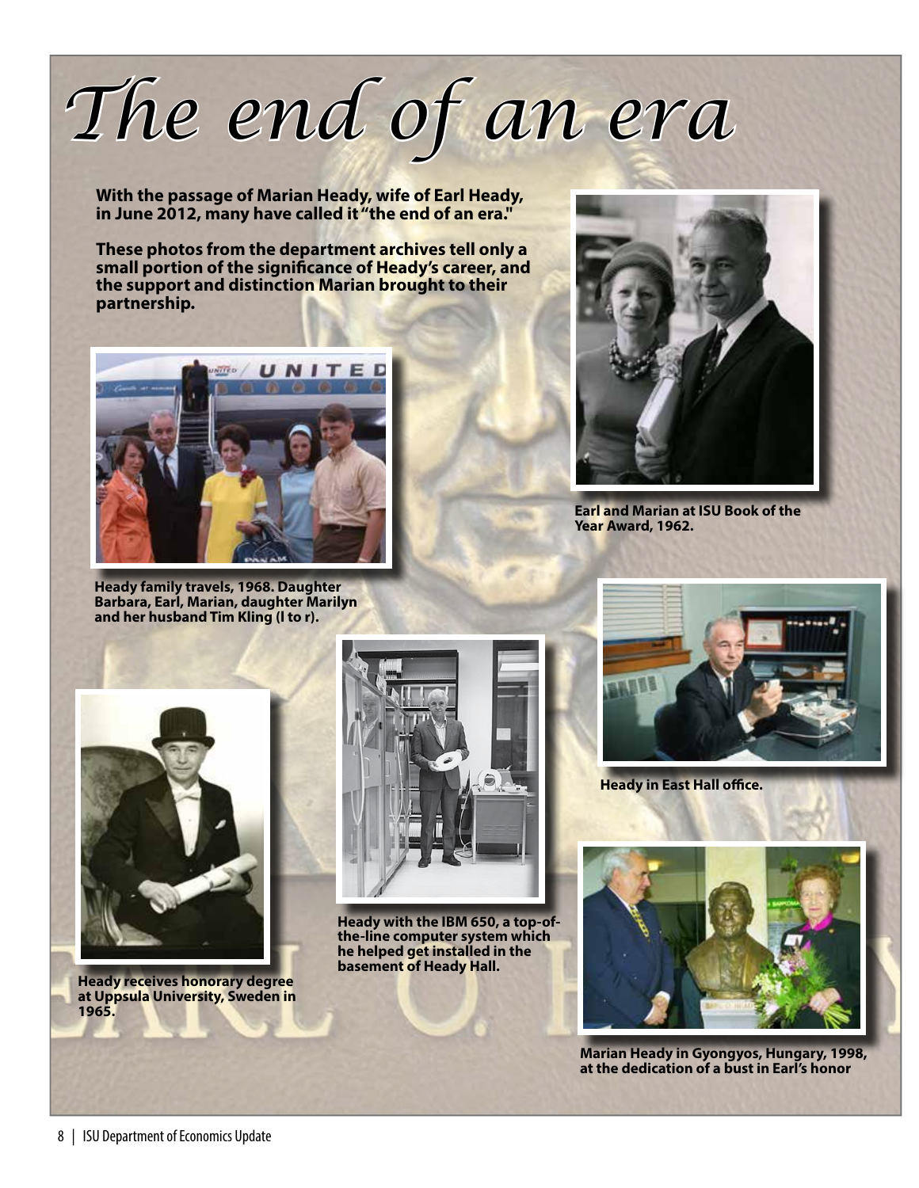# The end of an era

**With the passage of Marian Heady, wife of Earl Heady, in June 2012, many have called it "the end of an era."**

**These photos from the department archives tell only a small portion of the significance of Heady's career, and the support and distinction Marian brought to their partnership.**

**Heady family travels, 1968. Daughter Barbara, Earl, Marian, daughter Marilyn and her husband Tim Kling (l to r).**

**Earl and Marian at ISU Book of the Year Award, 1962.**

**Heady in East Hall office.**

**Heady receives honorary degree at Uppsula University, Sweden in 1965.**

**Heady with the IBM 650, a top-of-the-line computer system which he helped get installed in the basement of Heady Hall.**

**Marian Heady in Gyongyos, Hungary, 1998, at the dedication of a bust in Earl's honor**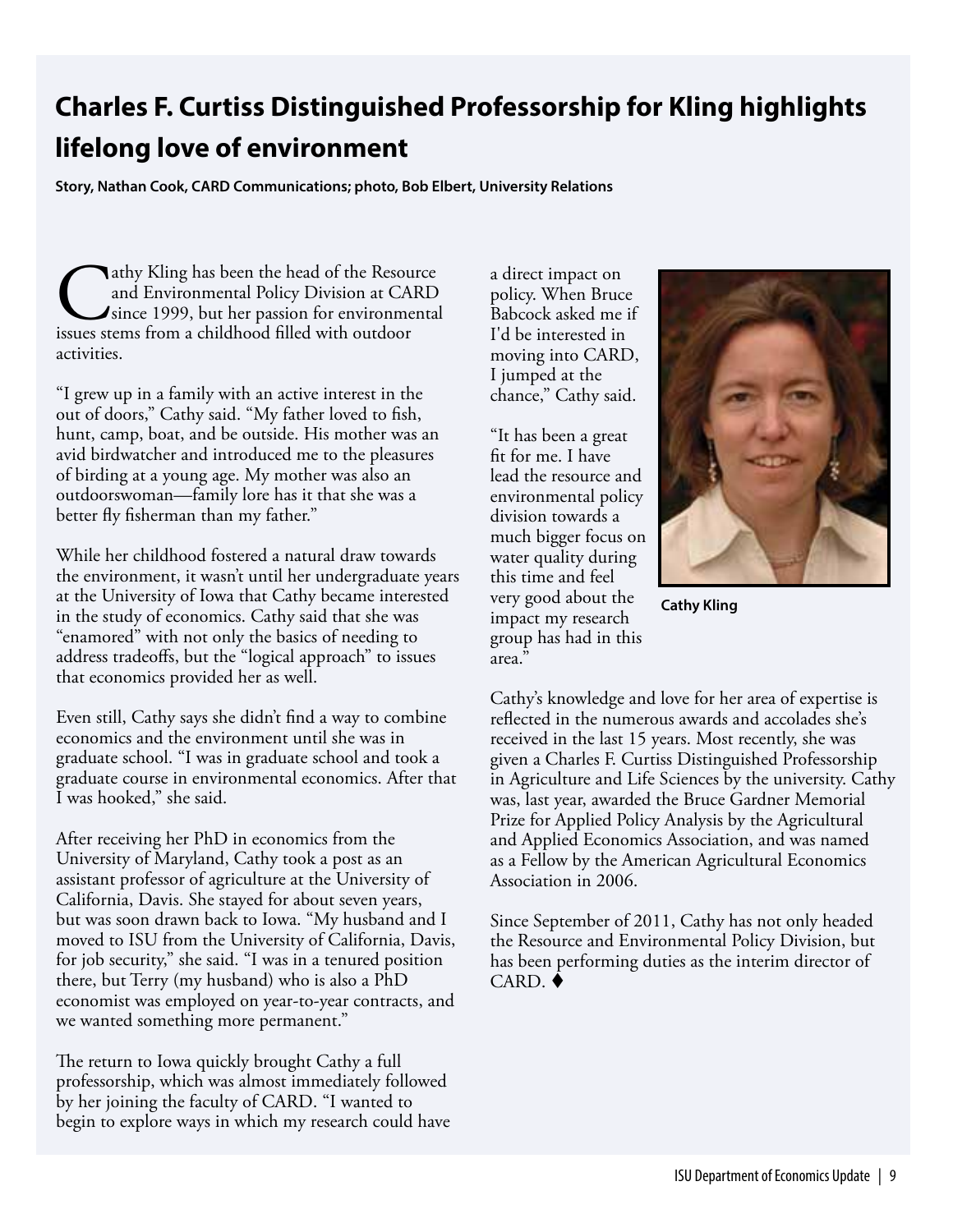# Charles F. Curtiss Distinguished Professorship for Kling highlights lifelong love of environment

**Story, Nathan Cook, CARD Communications; photo, Bob Elbert, University Relations**

Cathy Kling has been the head of the Resource and Environmental Policy Division at CARD since 1999, but her passion for environmental issues stems from a childhood filled with outdoor activities.

"I grew up in a family with an active interest in the out of doors," Cathy said. "My father loved to fish, hunt, camp, boat, and be outside. His mother was an avid birdwatcher and introduced me to the pleasures of birding at a young age. My mother was also an outdoorswoman—family lore has it that she was a better fly fisherman than my father."

While her childhood fostered a natural draw towards the environment, it wasn't until her undergraduate years at the University of Iowa that Cathy became interested in the study of economics. Cathy said that she was "enamored" with not only the basics of needing to address tradeoffs, but the "logical approach" to issues that economics provided her as well.

Even still, Cathy says she didn't find a way to combine economics and the environment until she was in graduate school. "I was in graduate school and took a graduate course in environmental economics. After that I was hooked," she said.

After receiving her PhD in economics from the University of Maryland, Cathy took a post as an assistant professor of agriculture at the University of California, Davis. She stayed for about seven years, but was soon drawn back to Iowa. "My husband and I moved to ISU from the University of California, Davis, for job security," she said. "I was in a tenured position there, but Terry (my husband) who is also a PhD economist was employed on year-to-year contracts, and we wanted something more permanent."

The return to Iowa quickly brought Cathy a full professorship, which was almost immediately followed by her joining the faculty of CARD. "I wanted to begin to explore ways in which my research could have a direct impact on policy. When Bruce Babcock asked me if I'd be interested in moving into CARD, I jumped at the chance," Cathy said.

"It has been a great fit for me. I have lead the resource and environmental policy division towards a much bigger focus on water quality during this time and feel very good about the impact my research group has had in this area."

Cathy Kling

Cathy's knowledge and love for her area of expertise is reflected in the numerous awards and accolades she's received in the last 15 years. Most recently, she was given a Charles F. Curtiss Distinguished Professorship in Agriculture and Life Sciences by the university. Cathy was, last year, awarded the Bruce Gardner Memorial Prize for Applied Policy Analysis by the Agricultural and Applied Economics Association, and was named as a Fellow by the American Agricultural Economics Association in 2006.

Since September of 2011, Cathy has not only headed the Resource and Environmental Policy Division, but has been performing duties as the interim director of CARD. ♦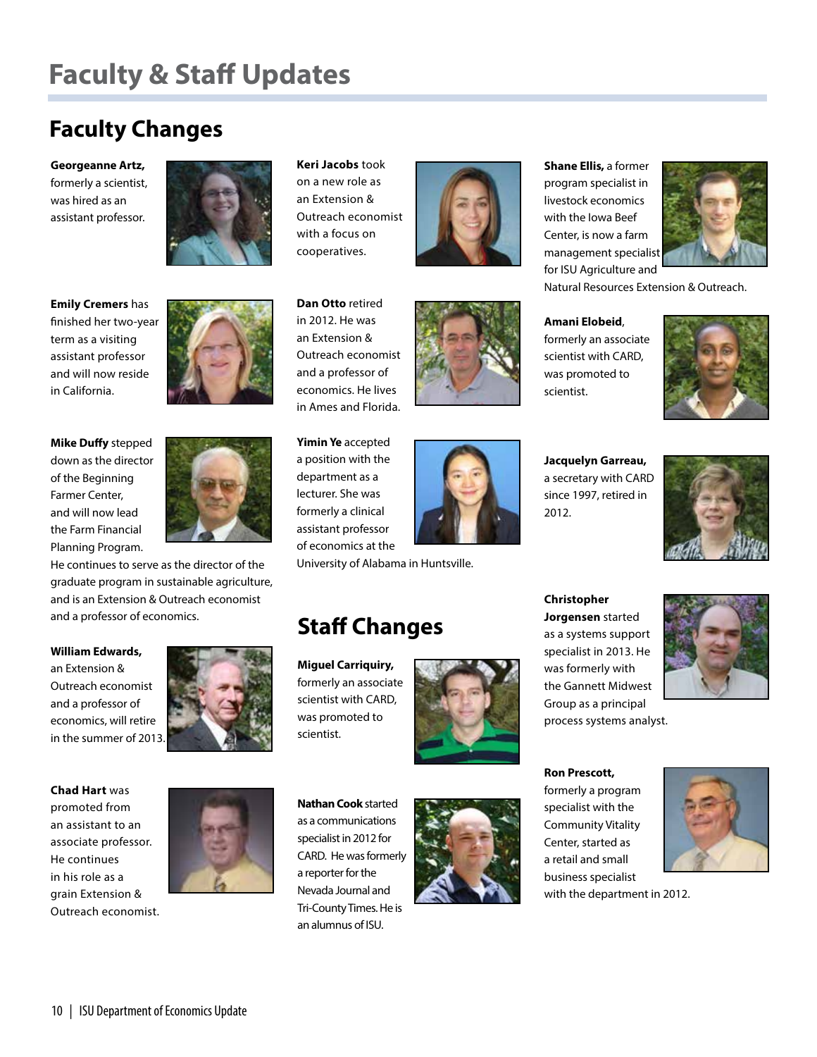# Faculty & Staff Updates

## Faculty Changes

**Georgeanne Artz,** formerly a scientist, was hired as an assistant professor.

**Emily Cremers** has finished her two-year term as a visiting assistant professor and will now reside in California.

**Mike Duffy** stepped down as the director of the Beginning Farmer Center, and will now lead the Farm Financial Planning Program. He continues to serve as the director of the graduate program in sustainable agriculture, and is an Extension & Outreach economist and a professor of economics.

**William Edwards,** an Extension & Outreach economist and a professor of economics, will retire in the summer of 2013.

**Chad Hart** was promoted from an assistant to an associate professor. He continues in his role as a grain Extension & Outreach economist.

**Keri Jacobs** took on a new role as an Extension & Outreach economist with a focus on cooperatives.

**Dan Otto** retired in 2012. He was an Extension & Outreach economist and a professor of economics. He lives in Ames and Florida.

**Yimin Ye** accepted a position with the department as a lecturer. She was formerly a clinical assistant professor of economics at the University of Alabama in Huntsville.

**Shane Ellis,** a former program specialist in livestock economics with the Iowa Beef Center, is now a farm management specialist for ISU Agriculture and Natural Resources Extension & Outreach.

## Staff Changes

**Miguel Carriquiry,** formerly an associate scientist with CARD, was promoted to scientist.

**Nathan Cook** started as a communications specialist in 2012 for CARD. He was formerly a reporter for the Nevada Journal and Tri-County Times. He is an alumnus of ISU.

**Amani Elobeid**, formerly an associate scientist with CARD, was promoted to scientist.

**Jacquelyn Garreau,** a secretary with CARD since 1997, retired in 2012.

**Christopher Jorgensen** started as a systems support specialist in 2013. He was formerly with the Gannett Midwest Group as a principal process systems analyst.

**Ron Prescott,** formerly a program specialist with the Community Vitality Center, started as a retail and small business specialist with the department in 2012.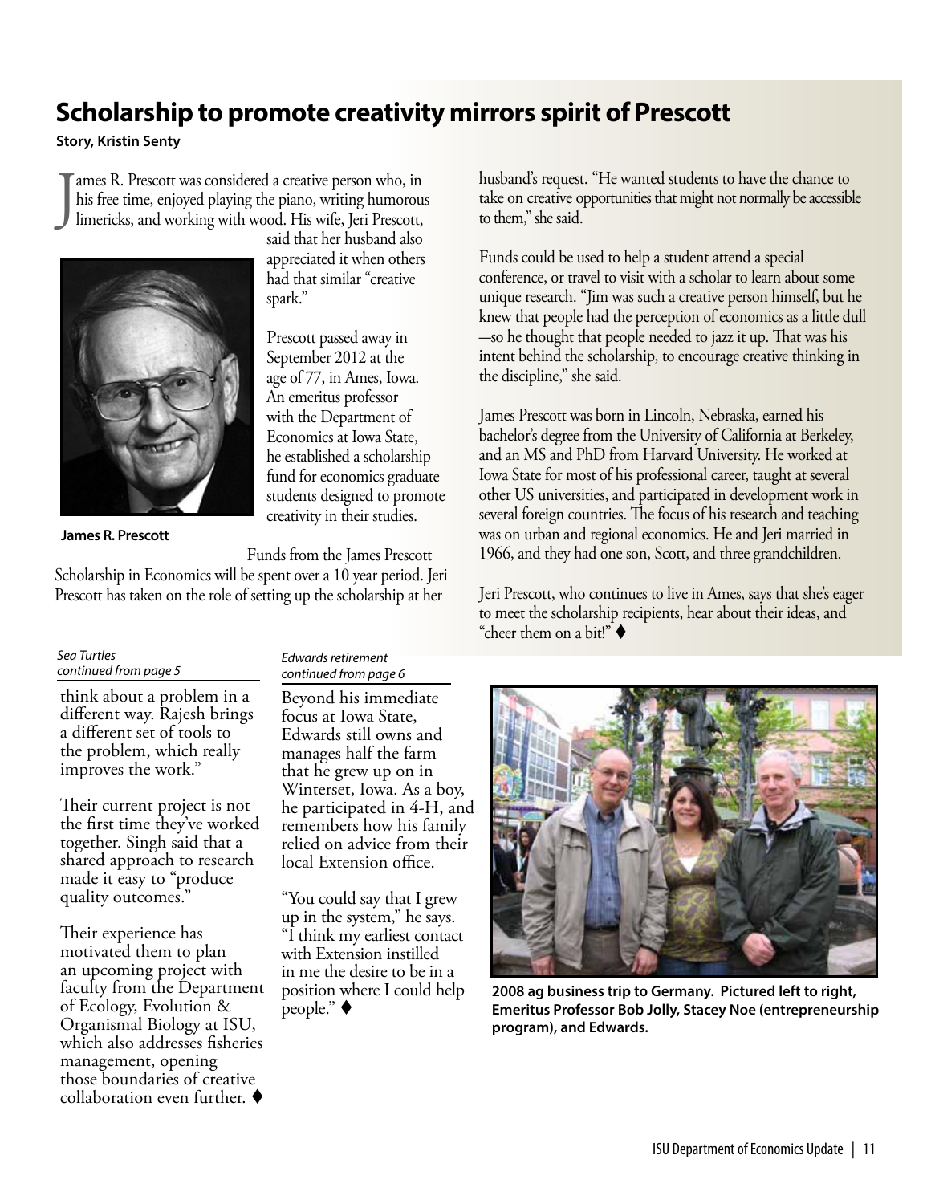# Scholarship to promote creativity mirrors spirit of Prescott

**Story, Kristin Senty**

James R. Prescott was considered a creative person who, in his free time, enjoyed playing the piano, writing humorous limericks, and working with wood. His wife, Jeri Prescott, said that her husband also appreciated it when others had that similar "creative spark."

**James R. Prescott**

Prescott passed away in September 2012 at the age of 77, in Ames, Iowa. An emeritus professor with the Department of Economics at Iowa State, he established a scholarship fund for economics graduate students designed to promote creativity in their studies.

Funds from the James Prescott Scholarship in Economics will be spent over a 10 year period. Jeri Prescott has taken on the role of setting up the scholarship at her husband's request. "He wanted students to have the chance to take on creative opportunities that might not normally be accessible to them," she said.

Funds could be used to help a student attend a special conference, or travel to visit with a scholar to learn about some unique research. "Jim was such a creative person himself, but he knew that people had the perception of economics as a little dull —so he thought that people needed to jazz it up. That was his intent behind the scholarship, to encourage creative thinking in the discipline," she said.

James Prescott was born in Lincoln, Nebraska, earned his bachelor's degree from the University of California at Berkeley, and an MS and PhD from Harvard University. He worked at Iowa State for most of his professional career, taught at several other US universities, and participated in development work in several foreign countries. The focus of his research and teaching was on urban and regional economics. He and Jeri married in 1966, and they had one son, Scott, and three grandchildren.

Jeri Prescott, who continues to live in Ames, says that she's eager to meet the scholarship recipients, hear about their ideas, and "cheer them on a bit!" ♦

*Sea Turtles*
*continued from page 5*

think about a problem in a different way. Rajesh brings a different set of tools to the problem, which really improves the work."

Their current project is not the first time they've worked together. Singh said that a shared approach to research made it easy to "produce quality outcomes."

Their experience has motivated them to plan an upcoming project with faculty from the Department of Ecology, Evolution & Organismal Biology at ISU, which also addresses fisheries management, opening those boundaries of creative collaboration even further. ♦

*Edwards retirement*
*continued from page 6*

Beyond his immediate focus at Iowa State, Edwards still owns and manages half the farm that he grew up on in Winterset, Iowa. As a boy, he participated in 4-H, and remembers how his family relied on advice from their local Extension office.

"You could say that I grew up in the system," he says. "I think my earliest contact with Extension instilled in me the desire to be in a position where I could help people." ♦

**2008 ag business trip to Germany. Pictured left to right, Emeritus Professor Bob Jolly, Stacey Noe (entrepreneurship program), and Edwards.**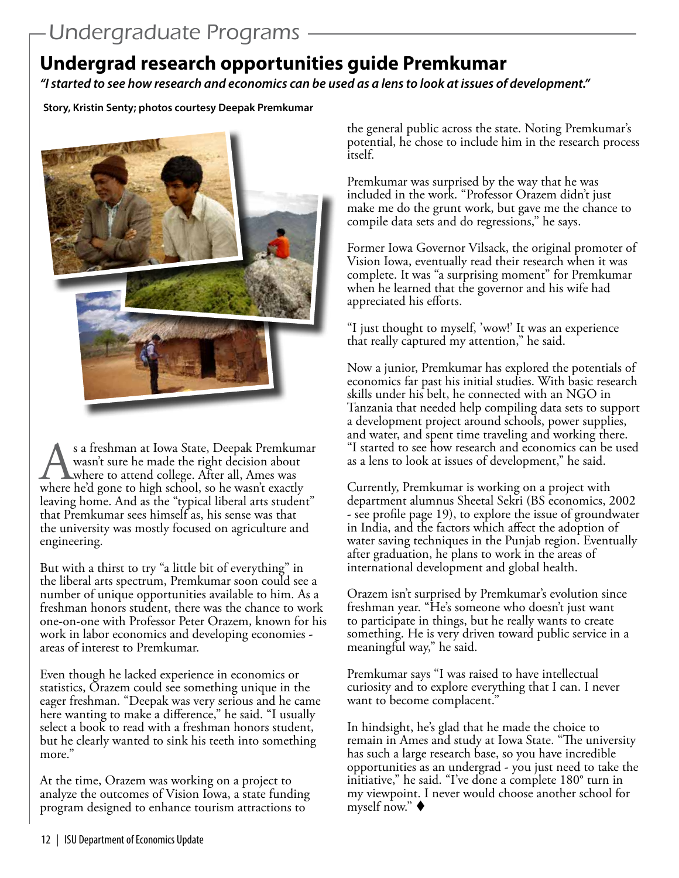# Undergraduate Programs

## Undergrad research opportunities guide Premkumar

***"I started to see how research and economics can be used as a lens to look at issues of development."***

**Story, Kristin Senty; photos courtesy Deepak Premkumar**

As a freshman at Iowa State, Deepak Premkumar wasn't sure he made the right decision about where to attend college. After all, Ames was where he'd gone to high school, so he wasn't exactly leaving home. And as the "typical liberal arts student" that Premkumar sees himself as, his sense was that the university was mostly focused on agriculture and engineering.

But with a thirst to try "a little bit of everything" in the liberal arts spectrum, Premkumar soon could see a number of unique opportunities available to him. As a freshman honors student, there was the chance to work one-on-one with Professor Peter Orazem, known for his work in labor economics and developing economies - areas of interest to Premkumar.

Even though he lacked experience in economics or statistics, Orazem could see something unique in the eager freshman. "Deepak was very serious and he came here wanting to make a difference," he said. "I usually select a book to read with a freshman honors student, but he clearly wanted to sink his teeth into something more."

At the time, Orazem was working on a project to analyze the outcomes of Vision Iowa, a state funding program designed to enhance tourism attractions to the general public across the state. Noting Premkumar's potential, he chose to include him in the research process itself.

Premkumar was surprised by the way that he was included in the work. "Professor Orazem didn't just make me do the grunt work, but gave me the chance to compile data sets and do regressions," he says.

Former Iowa Governor Vilsack, the original promoter of Vision Iowa, eventually read their research when it was complete. It was "a surprising moment" for Premkumar when he learned that the governor and his wife had appreciated his efforts.

"I just thought to myself, 'wow!' It was an experience that really captured my attention," he said.

Now a junior, Premkumar has explored the potentials of economics far past his initial studies. With basic research skills under his belt, he connected with an NGO in Tanzania that needed help compiling data sets to support a development project around schools, power supplies, and water, and spent time traveling and working there. "I started to see how research and economics can be used as a lens to look at issues of development," he said.

Currently, Premkumar is working on a project with department alumnus Sheetal Sekri (BS economics, 2002 - see profile page 19), to explore the issue of groundwater in India, and the factors which affect the adoption of water saving techniques in the Punjab region. Eventually after graduation, he plans to work in the areas of international development and global health.

Orazem isn't surprised by Premkumar's evolution since freshman year. "He's someone who doesn't just want to participate in things, but he really wants to create something. He is very driven toward public service in a meaningful way," he said.

Premkumar says "I was raised to have intellectual curiosity and to explore everything that I can. I never want to become complacent."

In hindsight, he's glad that he made the choice to remain in Ames and study at Iowa State. "The university has such a large research base, so you have incredible opportunities as an undergrad - you just need to take the initiative," he said. "I've done a complete 180° turn in my viewpoint. I never would choose another school for myself now." ♦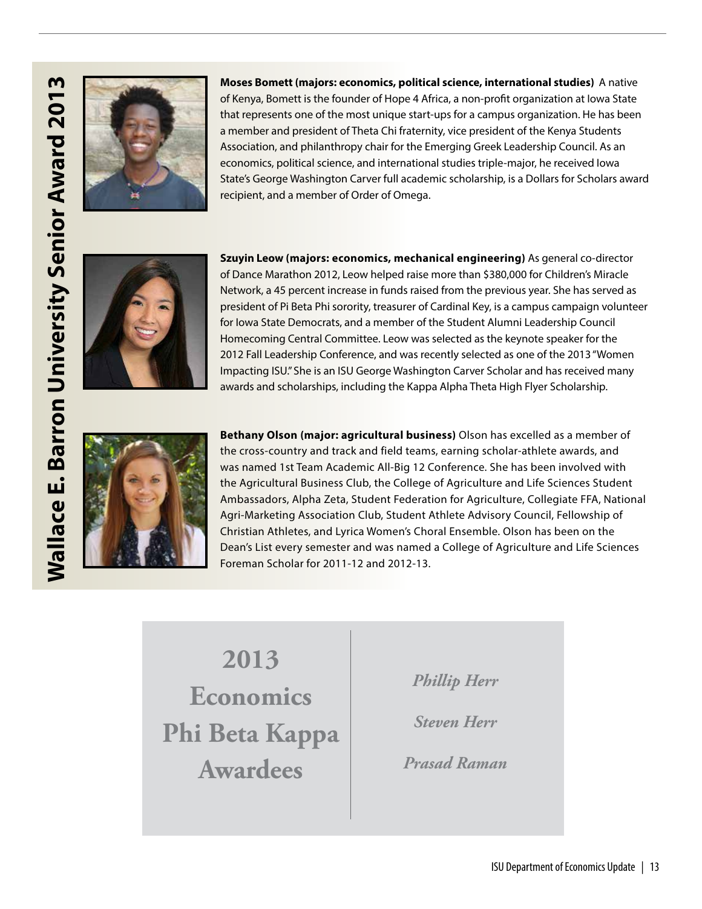# Wallace E. Barron University Senior Award 2013

**Moses Bomett (majors: economics, political science, international studies)** A native of Kenya, Bomett is the founder of Hope 4 Africa, a non-profit organization at Iowa State that represents one of the most unique start-ups for a campus organization. He has been a member and president of Theta Chi fraternity, vice president of the Kenya Students Association, and philanthropy chair for the Emerging Greek Leadership Council. As an economics, political science, and international studies triple-major, he received Iowa State's George Washington Carver full academic scholarship, is a Dollars for Scholars award recipient, and a member of Order of Omega.

**Szuyin Leow (majors: economics, mechanical engineering)** As general co-director of Dance Marathon 2012, Leow helped raise more than $380,000 for Children's Miracle Network, a 45 percent increase in funds raised from the previous year. She has served as president of Pi Beta Phi sorority, treasurer of Cardinal Key, is a campus campaign volunteer for Iowa State Democrats, and a member of the Student Alumni Leadership Council Homecoming Central Committee. Leow was selected as the keynote speaker for the 2012 Fall Leadership Conference, and was recently selected as one of the 2013 "Women Impacting ISU." She is an ISU George Washington Carver Scholar and has received many awards and scholarships, including the Kappa Alpha Theta High Flyer Scholarship.

**Bethany Olson (major: agricultural business)** Olson has excelled as a member of the cross-country and track and field teams, earning scholar-athlete awards, and was named 1st Team Academic All-Big 12 Conference. She has been involved with the Agricultural Business Club, the College of Agriculture and Life Sciences Student Ambassadors, Alpha Zeta, Student Federation for Agriculture, Collegiate FFA, National Agri-Marketing Association Club, Student Athlete Advisory Council, Fellowship of Christian Athletes, and Lyrica Women's Choral Ensemble. Olson has been on the Dean's List every semester and was named a College of Agriculture and Life Sciences Foreman Scholar for 2011-12 and 2012-13.

## 2013 Economics Phi Beta Kappa Awardees

*Phillip Herr*

*Steven Herr*

*Prasad Raman*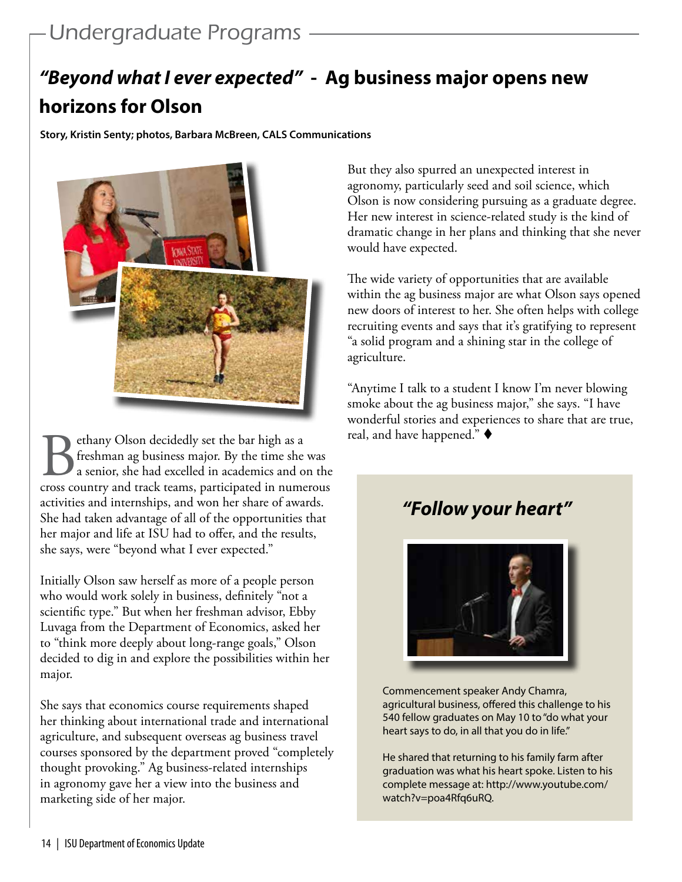## Undergraduate Programs

# *"Beyond what I ever expected"* - Ag business major opens new horizons for Olson

**Story, Kristin Senty; photos, Barbara McBreen, CALS Communications**

Bethany Olson decidedly set the bar high as a freshman ag business major. By the time she was a senior, she had excelled in academics and on the cross country and track teams, participated in numerous activities and internships, and won her share of awards. She had taken advantage of all of the opportunities that her major and life at ISU had to offer, and the results, she says, were "beyond what I ever expected."

Initially Olson saw herself as more of a people person who would work solely in business, definitely "not a scientific type." But when her freshman advisor, Ebby Luvaga from the Department of Economics, asked her to "think more deeply about long-range goals," Olson decided to dig in and explore the possibilities within her major.

She says that economics course requirements shaped her thinking about international trade and international agriculture, and subsequent overseas ag business travel courses sponsored by the department proved "completely thought provoking." Ag business-related internships in agronomy gave her a view into the business and marketing side of her major.

But they also spurred an unexpected interest in agronomy, particularly seed and soil science, which Olson is now considering pursuing as a graduate degree. Her new interest in science-related study is the kind of dramatic change in her plans and thinking that she never would have expected.

The wide variety of opportunities that are available within the ag business major are what Olson says opened new doors of interest to her. She often helps with college recruiting events and says that it's gratifying to represent "a solid program and a shining star in the college of agriculture.

"Anytime I talk to a student I know I'm never blowing smoke about the ag business major," she says. "I have wonderful stories and experiences to share that are true, real, and have happened." ♦

## *"Follow your heart"*

Commencement speaker Andy Chamra, agricultural business, offered this challenge to his 540 fellow graduates on May 10 to "do what your heart says to do, in all that you do in life."

He shared that returning to his family farm after graduation was what his heart spoke. Listen to his complete message at: http://www.youtube.com/watch?v=poa4Rfq6uRQ.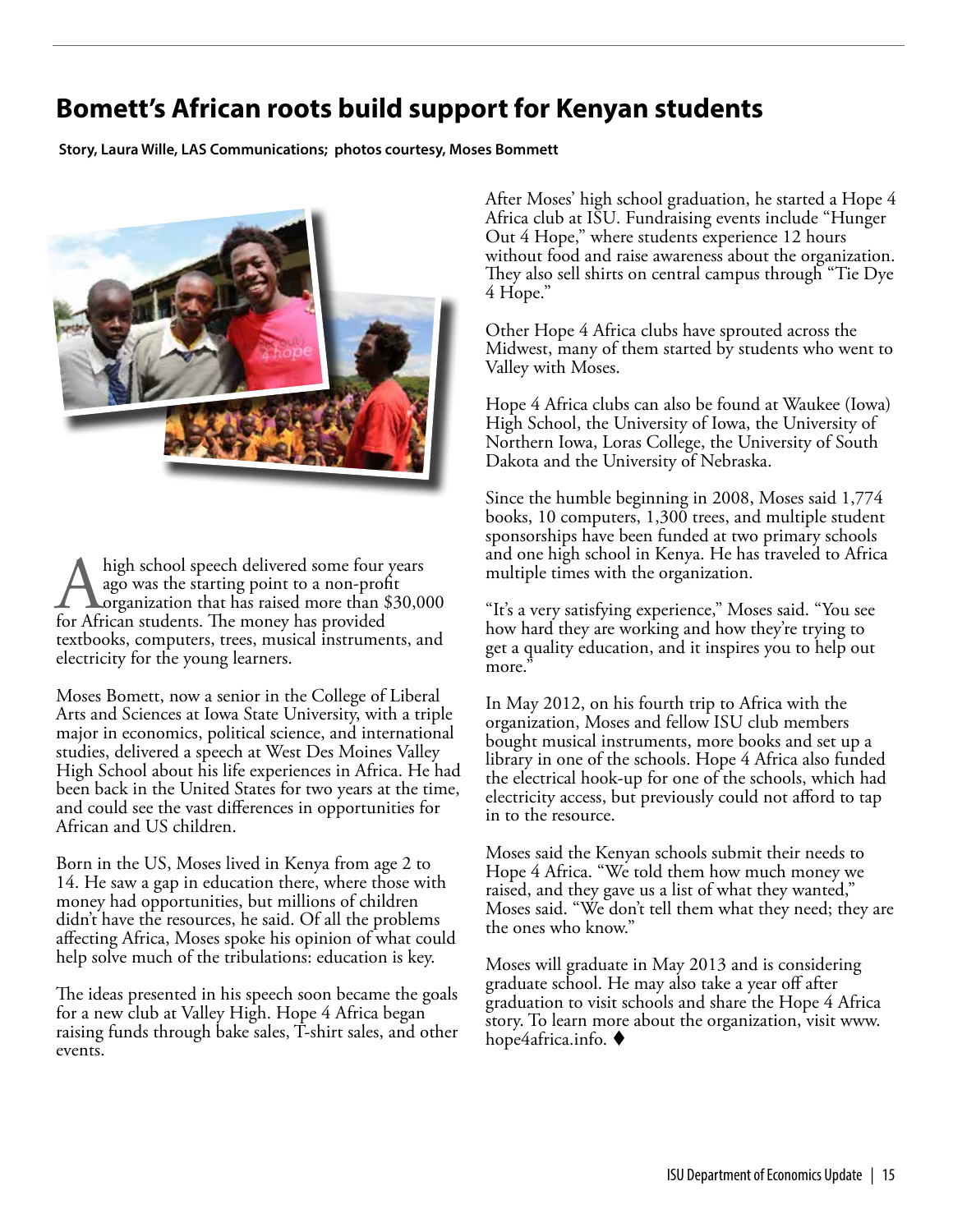# Bomett's African roots build support for Kenyan students

**Story, Laura Wille, LAS Communications; photos courtesy, Moses Bommett**

A high school speech delivered some four years ago was the starting point to a non-profit organization that has raised more than $30,000 for African students. The money has provided textbooks, computers, trees, musical instruments, and electricity for the young learners.

Moses Bomett, now a senior in the College of Liberal Arts and Sciences at Iowa State University, with a triple major in economics, political science, and international studies, delivered a speech at West Des Moines Valley High School about his life experiences in Africa. He had been back in the United States for two years at the time, and could see the vast differences in opportunities for African and US children.

Born in the US, Moses lived in Kenya from age 2 to 14. He saw a gap in education there, where those with money had opportunities, but millions of children didn't have the resources, he said. Of all the problems affecting Africa, Moses spoke his opinion of what could help solve much of the tribulations: education is key.

The ideas presented in his speech soon became the goals for a new club at Valley High. Hope 4 Africa began raising funds through bake sales, T-shirt sales, and other events.

After Moses' high school graduation, he started a Hope 4 Africa club at ISU. Fundraising events include "Hunger Out 4 Hope," where students experience 12 hours without food and raise awareness about the organization. They also sell shirts on central campus through "Tie Dye 4 Hope."

Other Hope 4 Africa clubs have sprouted across the Midwest, many of them started by students who went to Valley with Moses.

Hope 4 Africa clubs can also be found at Waukee (Iowa) High School, the University of Iowa, the University of Northern Iowa, Loras College, the University of South Dakota and the University of Nebraska.

Since the humble beginning in 2008, Moses said 1,774 books, 10 computers, 1,300 trees, and multiple student sponsorships have been funded at two primary schools and one high school in Kenya. He has traveled to Africa multiple times with the organization.

"It's a very satisfying experience," Moses said. "You see how hard they are working and how they're trying to get a quality education, and it inspires you to help out more."

In May 2012, on his fourth trip to Africa with the organization, Moses and fellow ISU club members bought musical instruments, more books and set up a library in one of the schools. Hope 4 Africa also funded the electrical hook-up for one of the schools, which had electricity access, but previously could not afford to tap in to the resource.

Moses said the Kenyan schools submit their needs to Hope 4 Africa. "We told them how much money we raised, and they gave us a list of what they wanted," Moses said. "We don't tell them what they need; they are the ones who know."

Moses will graduate in May 2013 and is considering graduate school. He may also take a year off after graduation to visit schools and share the Hope 4 Africa story. To learn more about the organization, visit www.hope4africa.info. ♦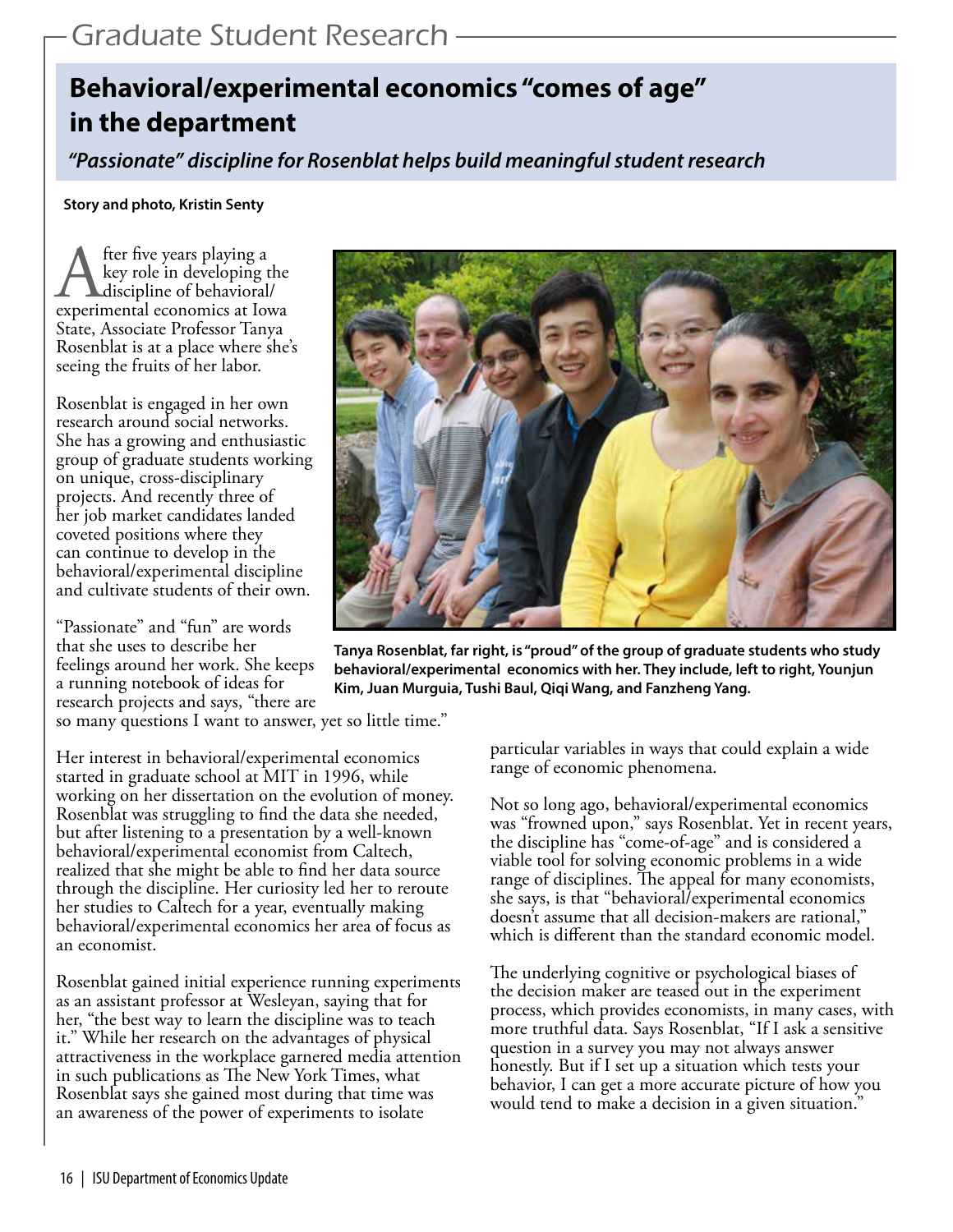# Behavioral/experimental economics "comes of age" in the department

***"Passionate" discipline for Rosenblat helps build meaningful student research***

**Story and photo, Kristin Senty**

After five years playing a key role in developing the discipline of behavioral/experimental economics at Iowa State, Associate Professor Tanya Rosenblat is at a place where she's seeing the fruits of her labor.

Rosenblat is engaged in her own research around social networks. She has a growing and enthusiastic group of graduate students working on unique, cross-disciplinary projects. And recently three of her job market candidates landed coveted positions where they can continue to develop in the behavioral/experimental discipline and cultivate students of their own.

"Passionate" and "fun" are words that she uses to describe her feelings around her work. She keeps a running notebook of ideas for research projects and says, "there are so many questions I want to answer, yet so little time."

**Tanya Rosenblat, far right, is "proud" of the group of graduate students who study behavioral/experimental economics with her. They include, left to right, Younjun Kim, Juan Murguia, Tushi Baul, Qiqi Wang, and Fanzheng Yang.**

Her interest in behavioral/experimental economics started in graduate school at MIT in 1996, while working on her dissertation on the evolution of money. Rosenblat was struggling to find the data she needed, but after listening to a presentation by a well-known behavioral/experimental economist from Caltech, realized that she might be able to find her data source through the discipline. Her curiosity led her to reroute her studies to Caltech for a year, eventually making behavioral/experimental economics her area of focus as an economist.

Rosenblat gained initial experience running experiments as an assistant professor at Wesleyan, saying that for her, "the best way to learn the discipline was to teach it." While her research on the advantages of physical attractiveness in the workplace garnered media attention in such publications as The New York Times, what Rosenblat says she gained most during that time was an awareness of the power of experiments to isolate particular variables in ways that could explain a wide range of economic phenomena.

Not so long ago, behavioral/experimental economics was "frowned upon," says Rosenblat. Yet in recent years, the discipline has "come-of-age" and is considered a viable tool for solving economic problems in a wide range of disciplines. The appeal for many economists, she says, is that "behavioral/experimental economics doesn't assume that all decision-makers are rational," which is different than the standard economic model.

The underlying cognitive or psychological biases of the decision maker are teased out in the experiment process, which provides economists, in many cases, with more truthful data. Says Rosenblat, "If I ask a sensitive question in a survey you may not always answer honestly. But if I set up a situation which tests your behavior, I can get a more accurate picture of how you would tend to make a decision in a given situation."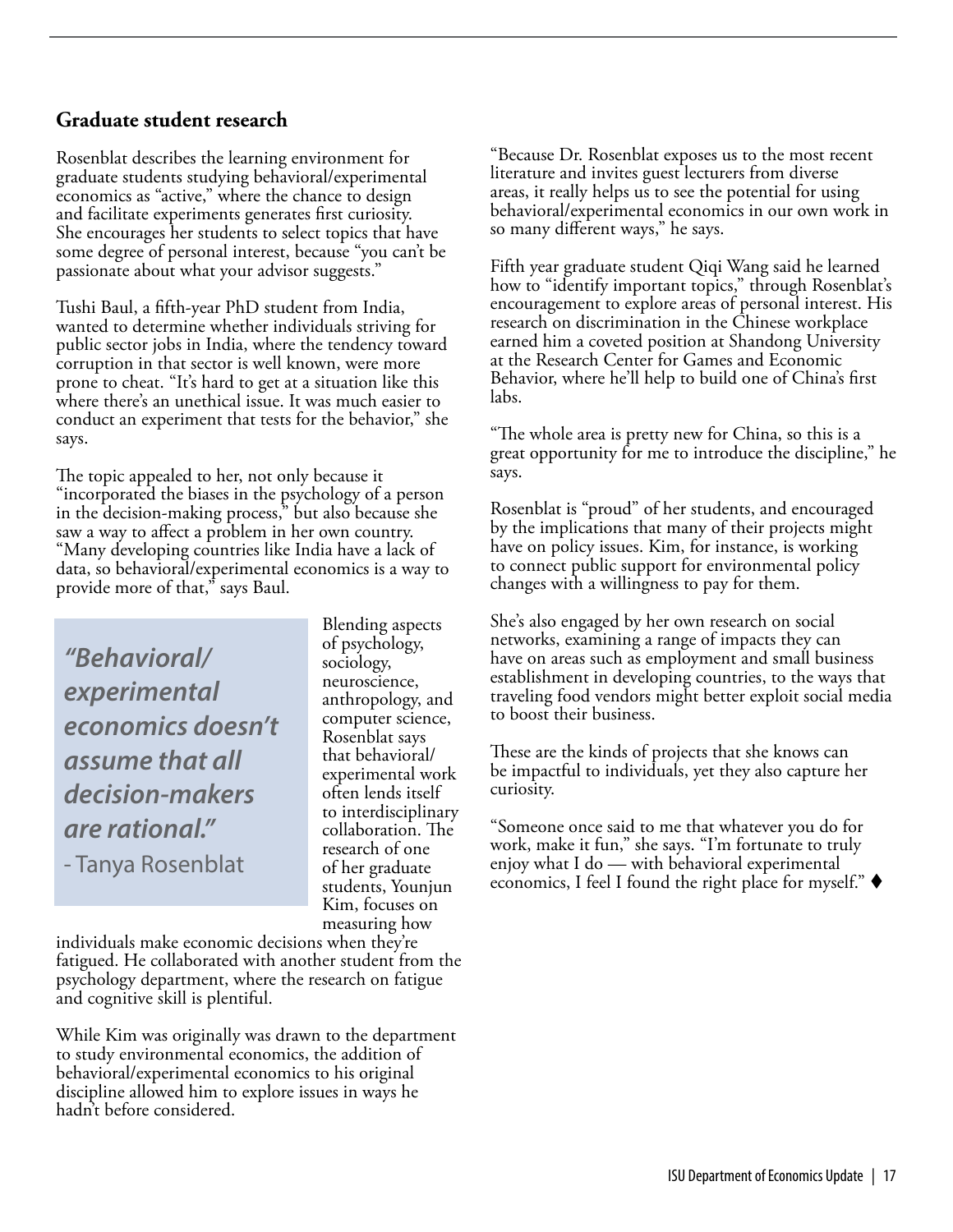## Graduate student research

Rosenblat describes the learning environment for graduate students studying behavioral/experimental economics as "active," where the chance to design and facilitate experiments generates first curiosity. She encourages her students to select topics that have some degree of personal interest, because "you can't be passionate about what your advisor suggests."

Tushi Baul, a fifth-year PhD student from India, wanted to determine whether individuals striving for public sector jobs in India, where the tendency toward corruption in that sector is well known, were more prone to cheat. "It's hard to get at a situation like this where there's an unethical issue. It was much easier to conduct an experiment that tests for the behavior," she says.

The topic appealed to her, not only because it "incorporated the biases in the psychology of a person in the decision-making process," but also because she saw a way to affect a problem in her own country. "Many developing countries like India have a lack of data, so behavioral/experimental economics is a way to provide more of that," says Baul.

> ***"Behavioral/experimental economics doesn't assume that all decision-makers are rational."***
> \- Tanya Rosenblat

Blending aspects of psychology, sociology, neuroscience, anthropology, and computer science, Rosenblat says that behavioral/experimental work often lends itself to interdisciplinary collaboration. The research of one of her graduate students, Younjun Kim, focuses on measuring how individuals make economic decisions when they're fatigued. He collaborated with another student from the psychology department, where the research on fatigue and cognitive skill is plentiful.

While Kim was originally was drawn to the department to study environmental economics, the addition of behavioral/experimental economics to his original discipline allowed him to explore issues in ways he hadn't before considered.

"Because Dr. Rosenblat exposes us to the most recent literature and invites guest lecturers from diverse areas, it really helps us to see the potential for using behavioral/experimental economics in our own work in so many different ways," he says.

Fifth year graduate student Qiqi Wang said he learned how to "identify important topics," through Rosenblat's encouragement to explore areas of personal interest. His research on discrimination in the Chinese workplace earned him a coveted position at Shandong University at the Research Center for Games and Economic Behavior, where he'll help to build one of China's first labs.

"The whole area is pretty new for China, so this is a great opportunity for me to introduce the discipline," he says.

Rosenblat is "proud" of her students, and encouraged by the implications that many of their projects might have on policy issues. Kim, for instance, is working to connect public support for environmental policy changes with a willingness to pay for them.

She's also engaged by her own research on social networks, examining a range of impacts they can have on areas such as employment and small business establishment in developing countries, to the ways that traveling food vendors might better exploit social media to boost their business.

These are the kinds of projects that she knows can be impactful to individuals, yet they also capture her curiosity.

"Someone once said to me that whatever you do for work, make it fun," she says. "I'm fortunate to truly enjoy what I do — with behavioral experimental economics, I feel I found the right place for myself." ♦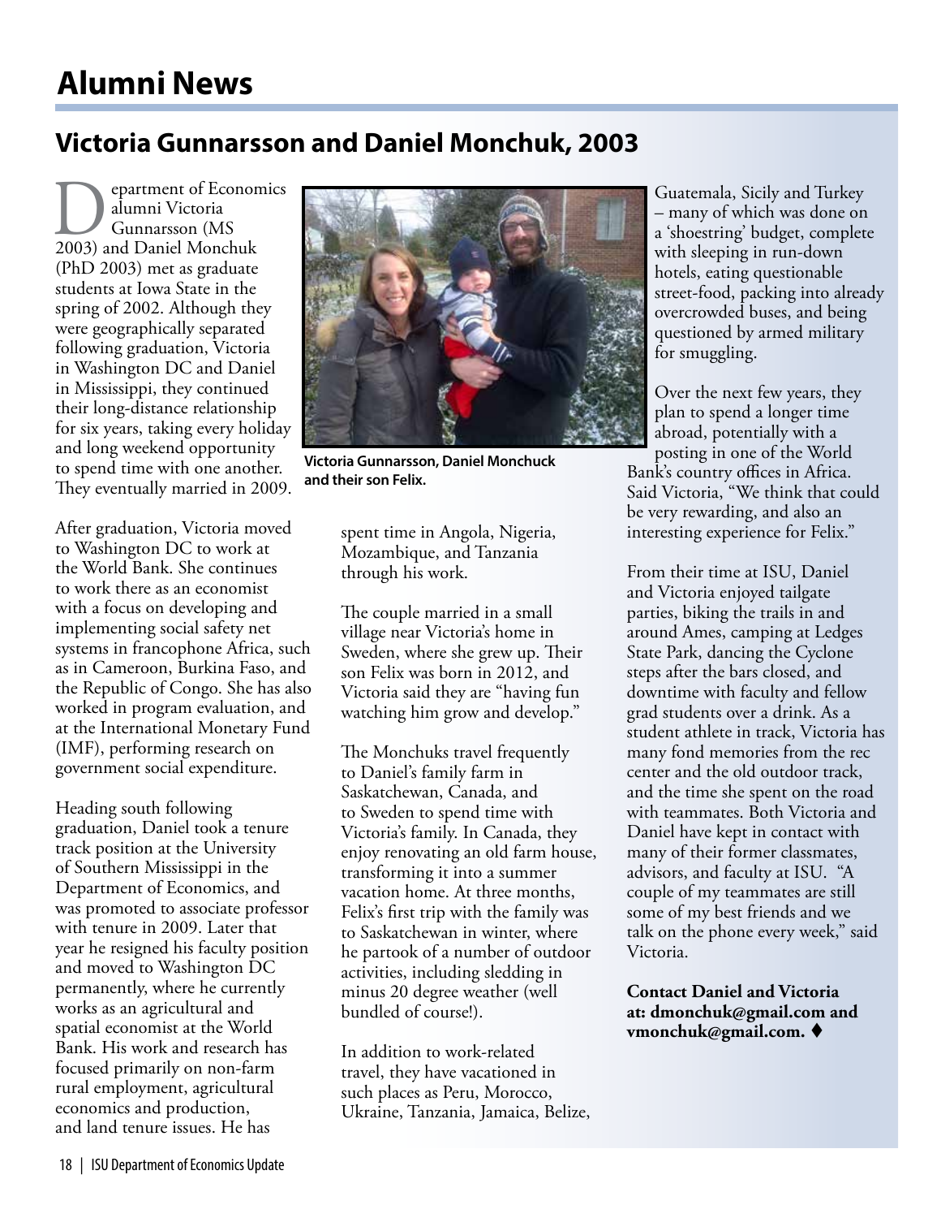# Alumni News

## Victoria Gunnarsson and Daniel Monchuk, 2003

Department of Economics alumni Victoria Gunnarsson (MS 2003) and Daniel Monchuk (PhD 2003) met as graduate students at Iowa State in the spring of 2002. Although they were geographically separated following graduation, Victoria in Washington DC and Daniel in Mississippi, they continued their long-distance relationship for six years, taking every holiday and long weekend opportunity to spend time with one another. They eventually married in 2009.

**Victoria Gunnarsson, Daniel Monchuck and their son Felix.**

After graduation, Victoria moved to Washington DC to work at the World Bank. She continues to work there as an economist with a focus on developing and implementing social safety net systems in francophone Africa, such as in Cameroon, Burkina Faso, and the Republic of Congo. She has also worked in program evaluation, and at the International Monetary Fund (IMF), performing research on government social expenditure.

Heading south following graduation, Daniel took a tenure track position at the University of Southern Mississippi in the Department of Economics, and was promoted to associate professor with tenure in 2009. Later that year he resigned his faculty position and moved to Washington DC permanently, where he currently works as an agricultural and spatial economist at the World Bank. His work and research has focused primarily on non-farm rural employment, agricultural economics and production, and land tenure issues. He has spent time in Angola, Nigeria, Mozambique, and Tanzania through his work.

The couple married in a small village near Victoria's home in Sweden, where she grew up. Their son Felix was born in 2012, and Victoria said they are "having fun watching him grow and develop."

The Monchuks travel frequently to Daniel's family farm in Saskatchewan, Canada, and to Sweden to spend time with Victoria's family. In Canada, they enjoy renovating an old farm house, transforming it into a summer vacation home. At three months, Felix's first trip with the family was to Saskatchewan in winter, where he partook of a number of outdoor activities, including sledding in minus 20 degree weather (well bundled of course!).

In addition to work-related travel, they have vacationed in such places as Peru, Morocco, Ukraine, Tanzania, Jamaica, Belize, Guatemala, Sicily and Turkey – many of which was done on a 'shoestring' budget, complete with sleeping in run-down hotels, eating questionable street-food, packing into already overcrowded buses, and being questioned by armed military for smuggling.

Over the next few years, they plan to spend a longer time abroad, potentially with a posting in one of the World Bank's country offices in Africa. Said Victoria, "We think that could be very rewarding, and also an interesting experience for Felix."

From their time at ISU, Daniel and Victoria enjoyed tailgate parties, biking the trails in and around Ames, camping at Ledges State Park, dancing the Cyclone steps after the bars closed, and downtime with faculty and fellow grad students over a drink. As a student athlete in track, Victoria has many fond memories from the rec center and the old outdoor track, and the time she spent on the road with teammates. Both Victoria and Daniel have kept in contact with many of their former classmates, advisors, and faculty at ISU. "A couple of my teammates are still some of my best friends and we talk on the phone every week," said Victoria.

**Contact Daniel and Victoria at: dmonchuk@gmail.com and vmonchuk@gmail.com.** ♦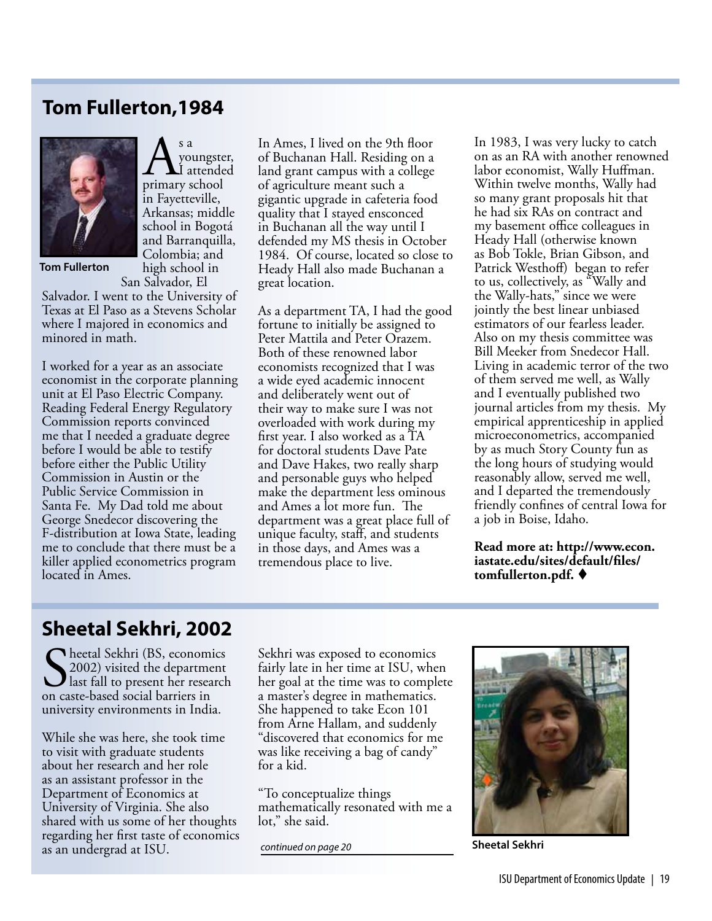## Tom Fullerton,1984

Tom Fullerton

As a youngster, I attended primary school in Fayetteville, Arkansas; middle school in Bogotá and Barranquilla, Colombia; and high school in San Salvador, El Salvador. I went to the University of Texas at El Paso as a Stevens Scholar where I majored in economics and minored in math.

I worked for a year as an associate economist in the corporate planning unit at El Paso Electric Company. Reading Federal Energy Regulatory Commission reports convinced me that I needed a graduate degree before I would be able to testify before either the Public Utility Commission in Austin or the Public Service Commission in Santa Fe. My Dad told me about George Snedecor discovering the F-distribution at Iowa State, leading me to conclude that there must be a killer applied econometrics program located in Ames.

In Ames, I lived on the 9th floor of Buchanan Hall. Residing on a land grant campus with a college of agriculture meant such a gigantic upgrade in cafeteria food quality that I stayed ensconced in Buchanan all the way until I defended my MS thesis in October 1984. Of course, located so close to Heady Hall also made Buchanan a great location.

As a department TA, I had the good fortune to initially be assigned to Peter Mattila and Peter Orazem. Both of these renowned labor economists recognized that I was a wide eyed academic innocent and deliberately went out of their way to make sure I was not overloaded with work during my first year. I also worked as a TA for doctoral students Dave Pate and Dave Hakes, two really sharp and personable guys who helped make the department less ominous and Ames a lot more fun. The department was a great place full of unique faculty, staff, and students in those days, and Ames was a tremendous place to live.

In 1983, I was very lucky to catch on as an RA with another renowned labor economist, Wally Huffman. Within twelve months, Wally had so many grant proposals hit that he had six RAs on contract and my basement office colleagues in Heady Hall (otherwise known as Bob Tokle, Brian Gibson, and Patrick Westhoff) began to refer to us, collectively, as "Wally and the Wally-hats," since we were jointly the best linear unbiased estimators of our fearless leader. Also on my thesis committee was Bill Meeker from Snedecor Hall. Living in academic terror of the two of them served me well, as Wally and I eventually published two journal articles from my thesis. My empirical apprenticeship in applied microeconometrics, accompanied by as much Story County fun as the long hours of studying would reasonably allow, served me well, and I departed the tremendously friendly confines of central Iowa for a job in Boise, Idaho.

**Read more at: http://www.econ.iastate.edu/sites/default/files/tomfullerton.pdf.** ♦

## Sheetal Sekhri, 2002

Sheetal Sekhri (BS, economics 2002) visited the department last fall to present her research on caste-based social barriers in university environments in India.

While she was here, she took time to visit with graduate students about her research and her role as an assistant professor in the Department of Economics at University of Virginia. She also shared with us some of her thoughts regarding her first taste of economics as an undergrad at ISU.

Sekhri was exposed to economics fairly late in her time at ISU, when her goal at the time was to complete a master's degree in mathematics. She happened to take Econ 101 from Arne Hallam, and suddenly "discovered that economics for me was like receiving a bag of candy" for a kid.

"To conceptualize things mathematically resonated with me a lot," she said.

*continued on page 20*

Sheetal Sekhri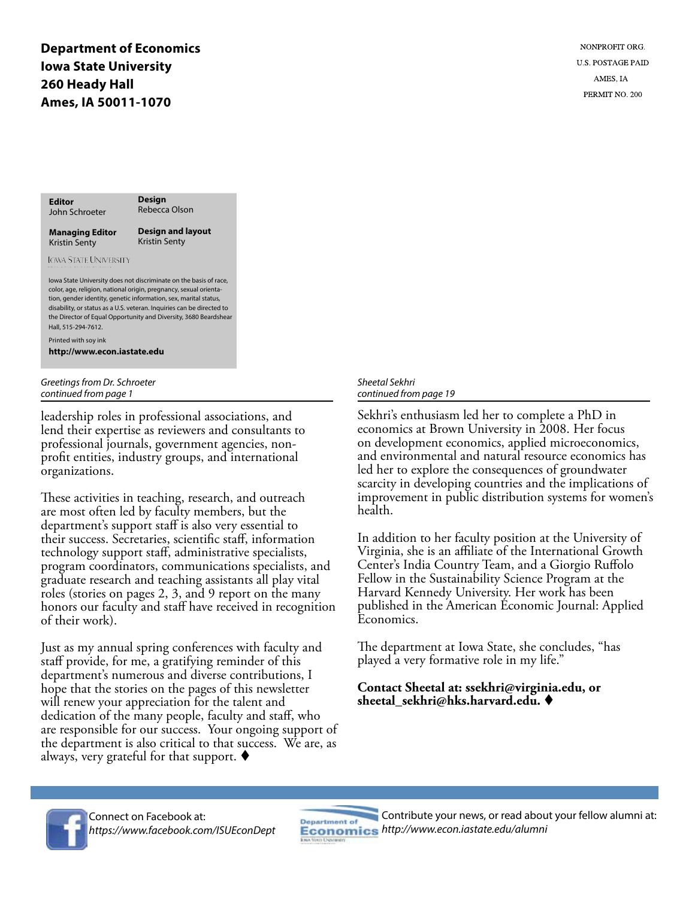**Department of Economics**
**Iowa State University**
**260 Heady Hall**
**Ames, IA 50011-1070**

NONPROFIT ORG.
U.S. POSTAGE PAID
AMES, IA
PERMIT NO. 200

**Editor**
John Schroeter

**Design**
Rebecca Olson

**Managing Editor**
Kristin Senty

**Design and layout**
Kristin Senty

IOWA STATE UNIVERSITY

Iowa State University does not discriminate on the basis of race, color, age, religion, national origin, pregnancy, sexual orientation, gender identity, genetic information, sex, marital status, disability, or status as a U.S. veteran. Inquiries can be directed to the Director of Equal Opportunity and Diversity, 3680 Beardshear Hall, 515-294-7612.

Printed with soy ink

**http://www.econ.iastate.edu**

*Greetings from Dr. Schroeter*
*continued from page 1*

leadership roles in professional associations, and lend their expertise as reviewers and consultants to professional journals, government agencies, non-profit entities, industry groups, and international organizations.

These activities in teaching, research, and outreach are most often led by faculty members, but the department's support staff is also very essential to their success. Secretaries, scientific staff, information technology support staff, administrative specialists, program coordinators, communications specialists, and graduate research and teaching assistants all play vital roles (stories on pages 2, 3, and 9 report on the many honors our faculty and staff have received in recognition of their work).

Just as my annual spring conferences with faculty and staff provide, for me, a gratifying reminder of this department's numerous and diverse contributions, I hope that the stories on the pages of this newsletter will renew your appreciation for the talent and dedication of the many people, faculty and staff, who are responsible for our success. Your ongoing support of the department is also critical to that success. We are, as always, very grateful for that support. ♦

*Sheetal Sekhri*
*continued from page 19*

Sekhri's enthusiasm led her to complete a PhD in economics at Brown University in 2008. Her focus on development economics, applied microeconomics, and environmental and natural resource economics has led her to explore the consequences of groundwater scarcity in developing countries and the implications of improvement in public distribution systems for women's health.

In addition to her faculty position at the University of Virginia, she is an affiliate of the International Growth Center's India Country Team, and a Giorgio Ruffolo Fellow in the Sustainability Science Program at the Harvard Kennedy University. Her work has been published in the American Economic Journal: Applied Economics.

The department at Iowa State, she concludes, "has played a very formative role in my life."

**Contact Sheetal at: ssekhri@virginia.edu, or sheetal_sekhri@hks.harvard.edu.** ♦

Connect on Facebook at:
*https://www.facebook.com/ISUEconDept*

Contribute your news, or read about your fellow alumni at:
*http://www.econ.iastate.edu/alumni*